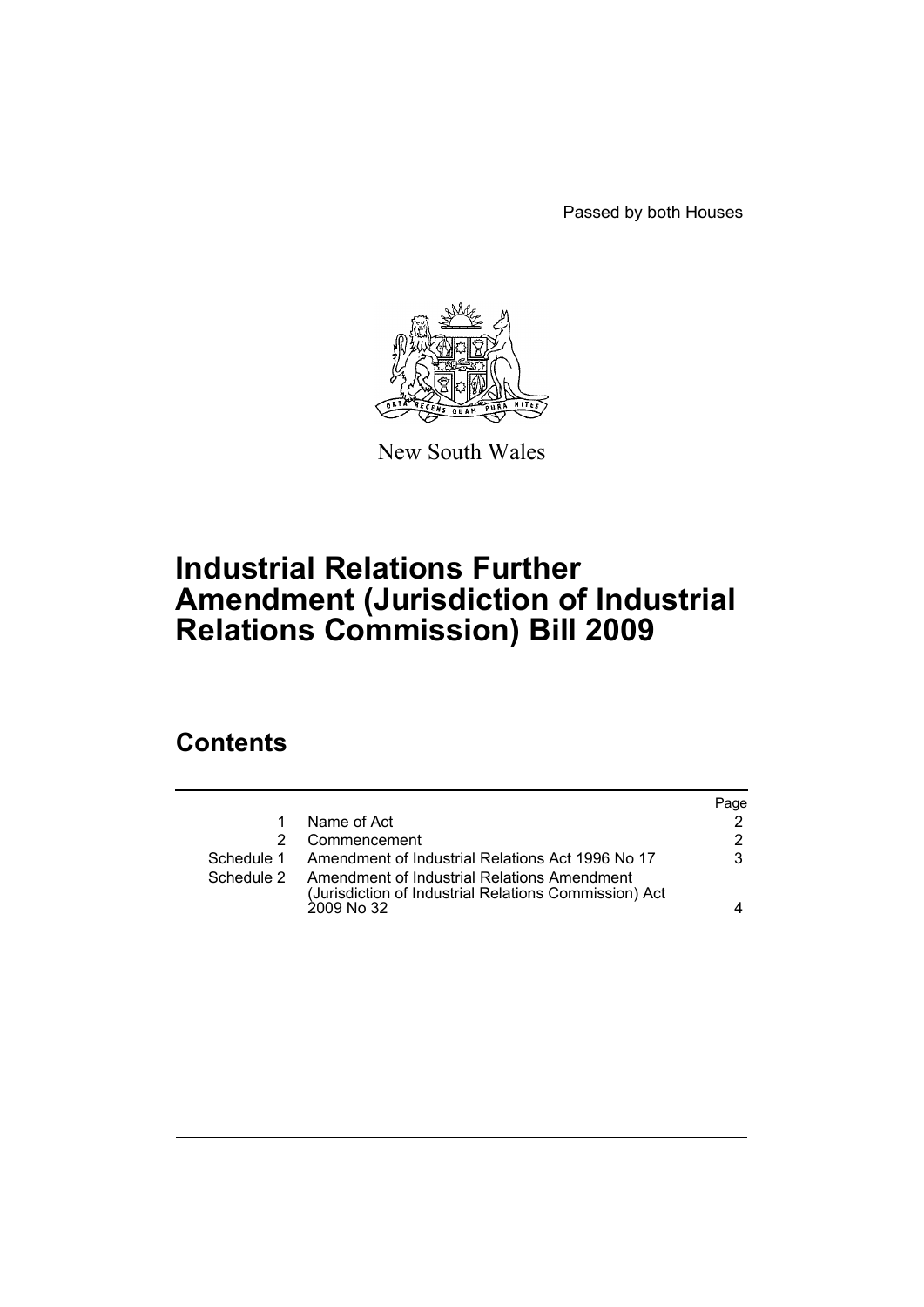Passed by both Houses

New South Wales

# Industrial Relations Further Amendment (Jurisdiction of Industrial Relations Commission) Bill 2009

## Contents

| | | Page |
|---|---|---|
| 1 | Name of Act | 2 |
| 2 | Commencement | 2 |
| Schedule 1 | Amendment of Industrial Relations Act 1996 No 17 | 3 |
| Schedule 2 | Amendment of Industrial Relations Amendment (Jurisdiction of Industrial Relations Commission) Act 2009 No 32 | 4 |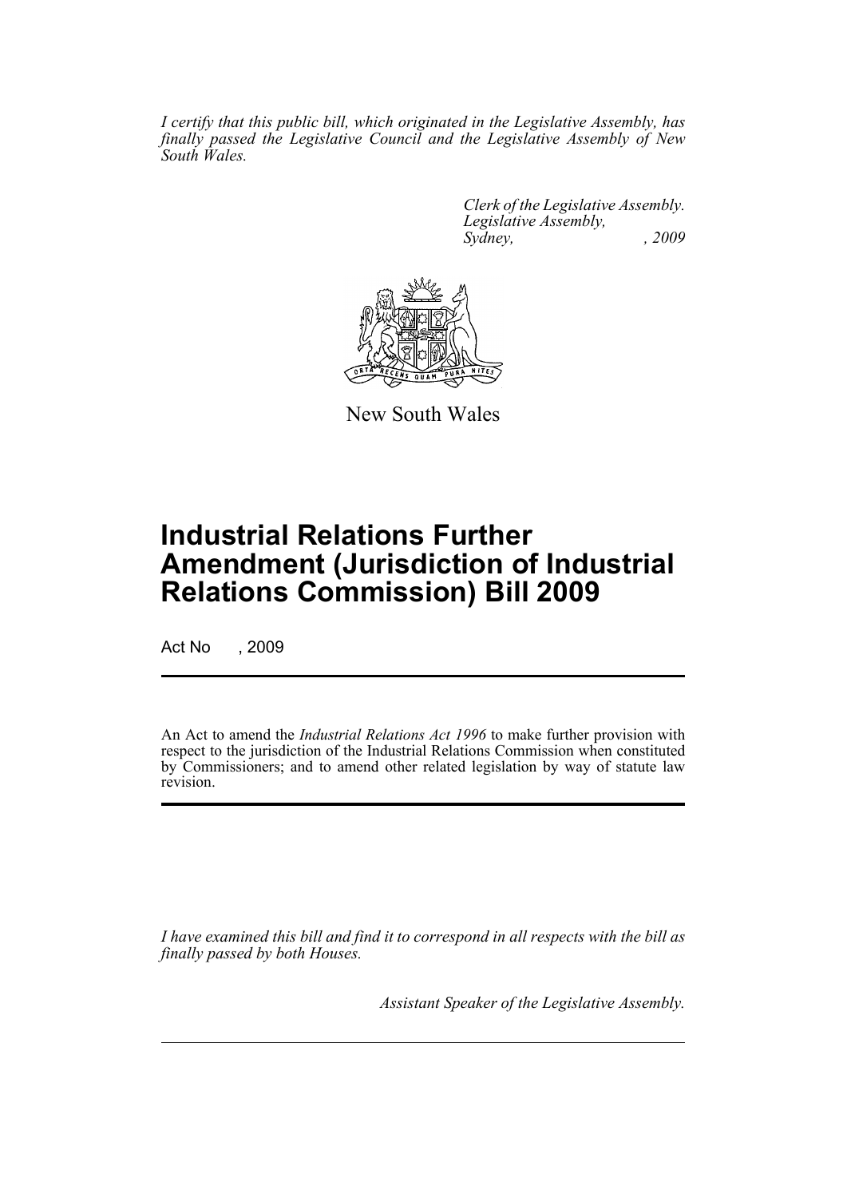*I certify that this public bill, which originated in the Legislative Assembly, has finally passed the Legislative Council and the Legislative Assembly of New South Wales.*

*Clerk of the Legislative Assembly.*
*Legislative Assembly,*
*Sydney, , 2009*

New South Wales

# Industrial Relations Further Amendment (Jurisdiction of Industrial Relations Commission) Bill 2009

Act No , 2009

An Act to amend the *Industrial Relations Act 1996* to make further provision with respect to the jurisdiction of the Industrial Relations Commission when constituted by Commissioners; and to amend other related legislation by way of statute law revision.

*I have examined this bill and find it to correspond in all respects with the bill as finally passed by both Houses.*

*Assistant Speaker of the Legislative Assembly.*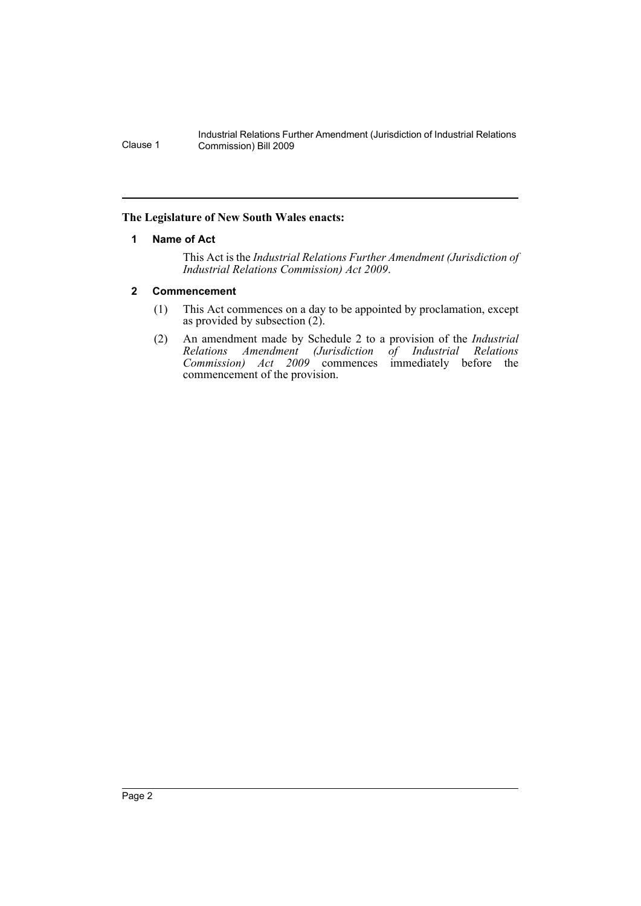**The Legislature of New South Wales enacts:**

## 1 Name of Act

This Act is the *Industrial Relations Further Amendment (Jurisdiction of Industrial Relations Commission) Act 2009*.

## 2 Commencement

(1) This Act commences on a day to be appointed by proclamation, except as provided by subsection (2).

(2) An amendment made by Schedule 2 to a provision of the *Industrial Relations Amendment (Jurisdiction of Industrial Relations Commission) Act 2009* commences immediately before the commencement of the provision.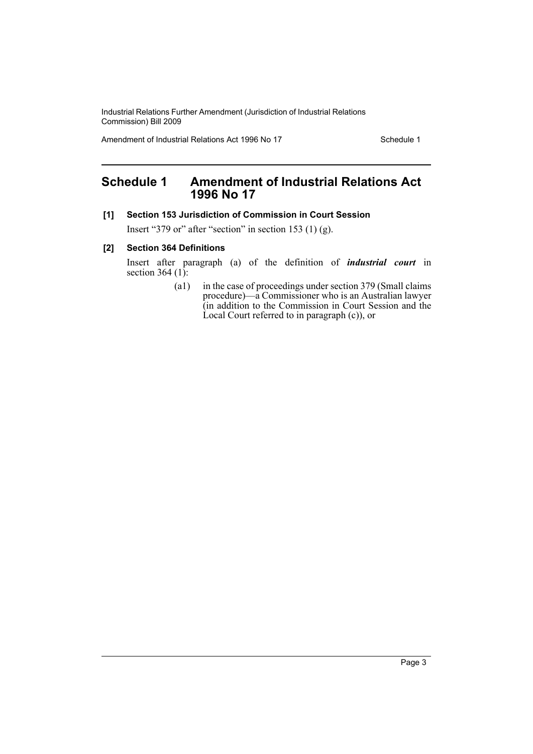## Schedule 1 Amendment of Industrial Relations Act 1996 No 17

**[1] Section 153 Jurisdiction of Commission in Court Session**

Insert "379 or" after "section" in section 153 (1) (g).

**[2] Section 364 Definitions**

Insert after paragraph (a) of the definition of ***industrial court*** in section 364 (1):

> (a1) in the case of proceedings under section 379 (Small claims procedure)—a Commissioner who is an Australian lawyer (in addition to the Commission in Court Session and the Local Court referred to in paragraph (c)), or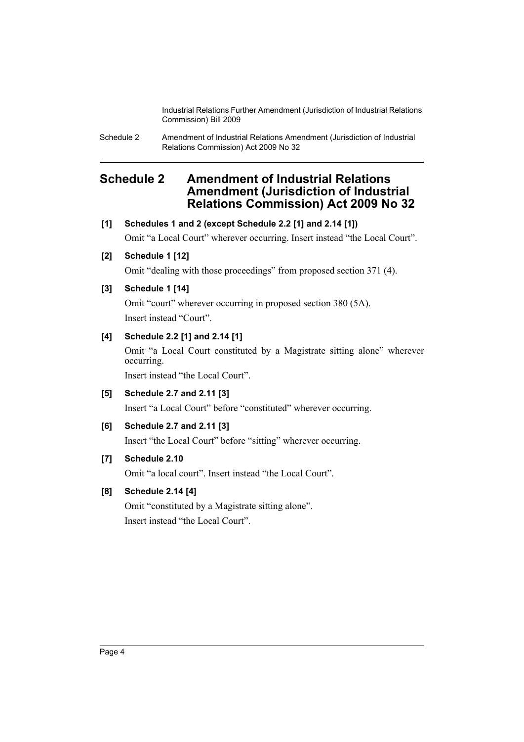## Schedule 2 Amendment of Industrial Relations Amendment (Jurisdiction of Industrial Relations Commission) Act 2009 No 32

**[1] Schedules 1 and 2 (except Schedule 2.2 [1] and 2.14 [1])**

Omit "a Local Court" wherever occurring. Insert instead "the Local Court".

**[2] Schedule 1 [12]**

Omit "dealing with those proceedings" from proposed section 371 (4).

**[3] Schedule 1 [14]**

Omit "court" wherever occurring in proposed section 380 (5A).

Insert instead "Court".

**[4] Schedule 2.2 [1] and 2.14 [1]**

Omit "a Local Court constituted by a Magistrate sitting alone" wherever occurring.

Insert instead "the Local Court".

**[5] Schedule 2.7 and 2.11 [3]**

Insert "a Local Court" before "constituted" wherever occurring.

**[6] Schedule 2.7 and 2.11 [3]**

Insert "the Local Court" before "sitting" wherever occurring.

**[7] Schedule 2.10**

Omit "a local court". Insert instead "the Local Court".

**[8] Schedule 2.14 [4]**

Omit "constituted by a Magistrate sitting alone".

Insert instead "the Local Court".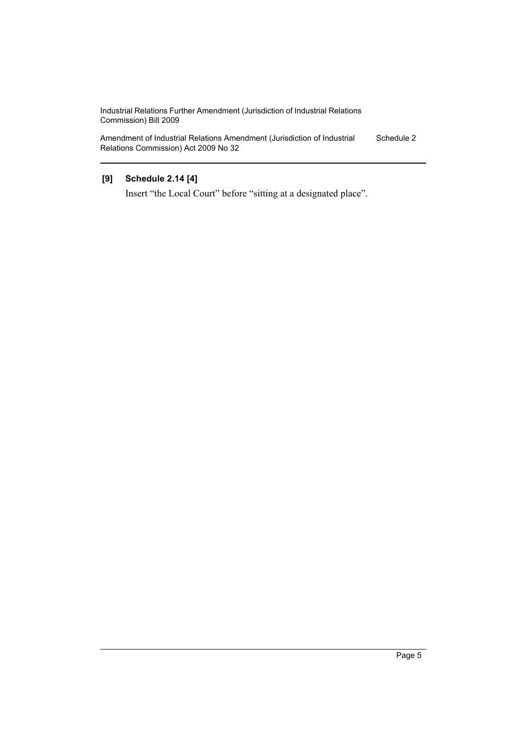**[9] Schedule 2.14 [4]**

Insert "the Local Court" before "sitting at a designated place".